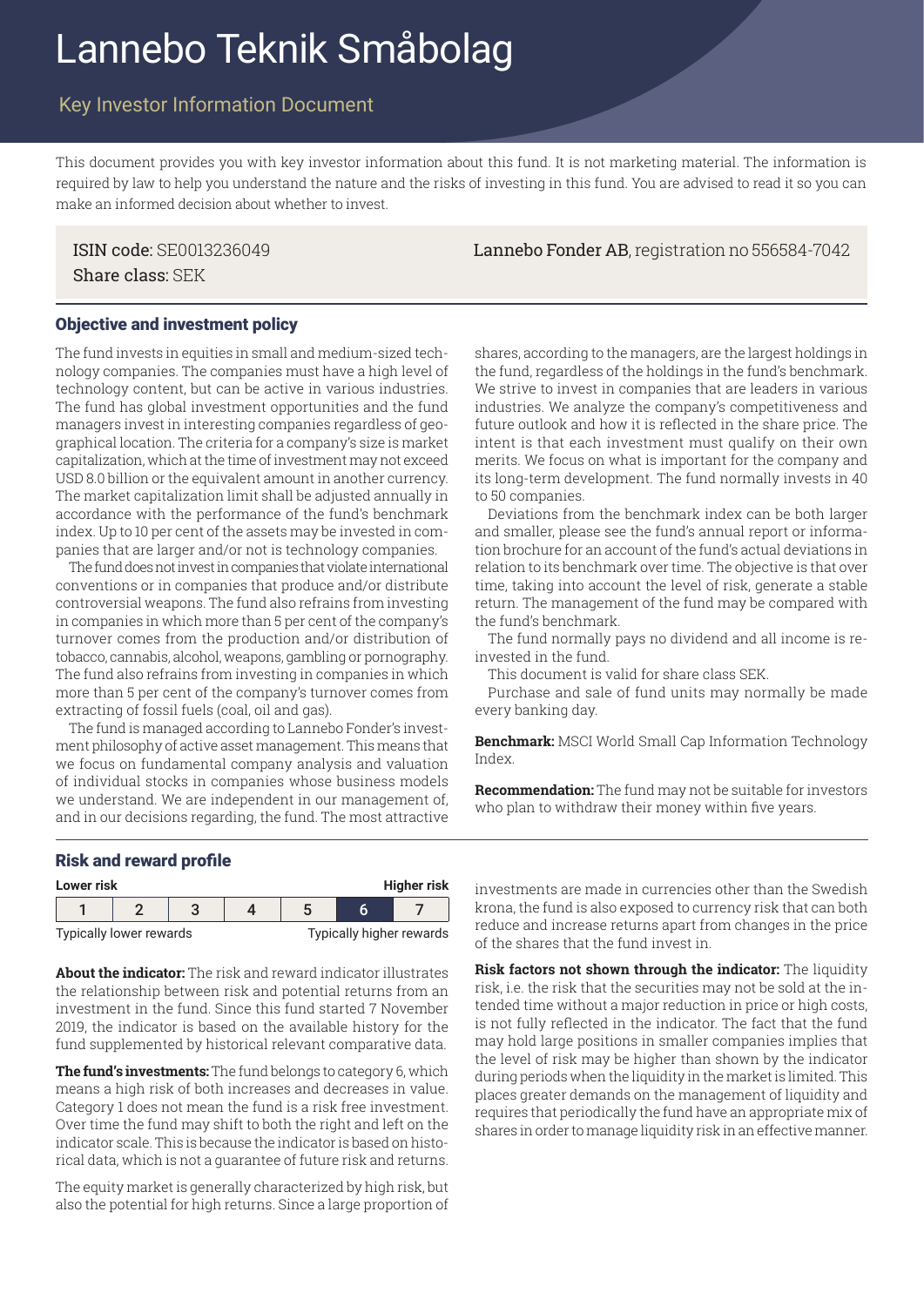# Lannebo Teknik Småbolag

## Key Investor Information Document

This document provides you with key investor information about this fund. It is not marketing material. The information is required by law to help you understand the nature and the risks of investing in this fund. You are advised to read it so you can make an informed decision about whether to invest.

ISIN code: SE0013236049
Share class: SEK

**Lannebo Fonder AB**, registration no 556584-7042

### Objective and investment policy

The fund invests in equities in small and medium-sized technology companies. The companies must have a high level of technology content, but can be active in various industries. The fund has global investment opportunities and the fund managers invest in interesting companies regardless of geographical location. The criteria for a company's size is market capitalization, which at the time of investment may not exceed USD 8.0 billion or the equivalent amount in another currency. The market capitalization limit shall be adjusted annually in accordance with the performance of the fund's benchmark index. Up to 10 per cent of the assets may be invested in companies that are larger and/or not is technology companies.

The fund does not invest in companies that violate international conventions or in companies that produce and/or distribute controversial weapons. The fund also refrains from investing in companies in which more than 5 per cent of the company's turnover comes from the production and/or distribution of tobacco, cannabis, alcohol, weapons, gambling or pornography. The fund also refrains from investing in companies in which more than 5 per cent of the company's turnover comes from extracting of fossil fuels (coal, oil and gas).

The fund is managed according to Lannebo Fonder's investment philosophy of active asset management. This means that we focus on fundamental company analysis and valuation of individual stocks in companies whose business models we understand. We are independent in our management of, and in our decisions regarding, the fund. The most attractive shares, according to the managers, are the largest holdings in the fund, regardless of the holdings in the fund's benchmark. We strive to invest in companies that are leaders in various industries. We analyze the company's competitiveness and future outlook and how it is reflected in the share price. The intent is that each investment must qualify on their own merits. We focus on what is important for the company and its long-term development. The fund normally invests in 40 to 50 companies.

Deviations from the benchmark index can be both larger and smaller, please see the fund's annual report or information brochure for an account of the fund's actual deviations in relation to its benchmark over time. The objective is that over time, taking into account the level of risk, generate a stable return. The management of the fund may be compared with the fund's benchmark.

The fund normally pays no dividend and all income is reinvested in the fund.

This document is valid for share class SEK.

Purchase and sale of fund units may normally be made every banking day.

**Benchmark:** MSCI World Small Cap Information Technology Index.

**Recommendation:** The fund may not be suitable for investors who plan to withdraw their money within five years.

### Risk and reward profile

| Lower risk | | | | | | Higher risk |
|---|---|---|---|---|---|---|
| 1 | 2 | 3 | 4 | 5 | **6** | 7 |
| Typically lower rewards | | | | | | Typically higher rewards |

**About the indicator:** The risk and reward indicator illustrates the relationship between risk and potential returns from an investment in the fund. Since this fund started 7 November 2019, the indicator is based on the available history for the fund supplemented by historical relevant comparative data.

**The fund's investments:** The fund belongs to category 6, which means a high risk of both increases and decreases in value. Category 1 does not mean the fund is a risk free investment. Over time the fund may shift to both the right and left on the indicator scale. This is because the indicator is based on historical data, which is not a guarantee of future risk and returns.

The equity market is generally characterized by high risk, but also the potential for high returns. Since a large proportion of investments are made in currencies other than the Swedish krona, the fund is also exposed to currency risk that can both reduce and increase returns apart from changes in the price of the shares that the fund invest in.

**Risk factors not shown through the indicator:** The liquidity risk, i.e. the risk that the securities may not be sold at the intended time without a major reduction in price or high costs, is not fully reflected in the indicator. The fact that the fund may hold large positions in smaller companies implies that the level of risk may be higher than shown by the indicator during periods when the liquidity in the market is limited. This places greater demands on the management of liquidity and requires that periodically the fund have an appropriate mix of shares in order to manage liquidity risk in an effective manner.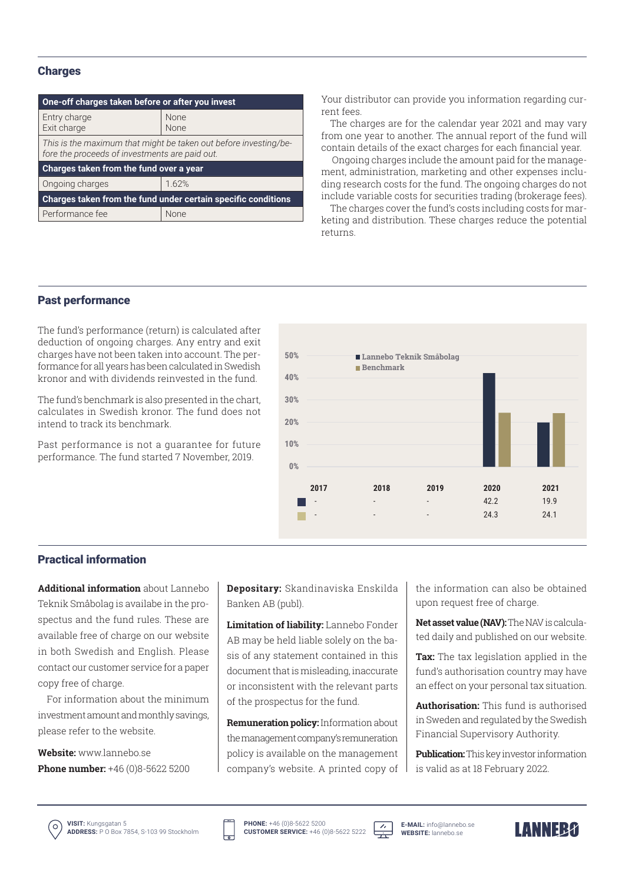## Charges

| One-off charges taken before or after you invest | |
|---|---|
| Entry charge<br>Exit charge | None<br>None |
| *This is the maximum that might be taken out before investing/before the proceeds of investments are paid out.* | |
| **Charges taken from the fund over a year** | |
| Ongoing charges | 1.62% |
| **Charges taken from the fund under certain specific conditions** | |
| Performance fee | None |

Your distributor can provide you information regarding current fees.

The charges are for the calendar year 2021 and may vary from one year to another. The annual report of the fund will contain details of the exact charges for each financial year.

Ongoing charges include the amount paid for the management, administration, marketing and other expenses including research costs for the fund. The ongoing charges do not include variable costs for securities trading (brokerage fees).

The charges cover the fund's costs including costs for marketing and distribution. These charges reduce the potential returns.

## Past performance

The fund's performance (return) is calculated after deduction of ongoing charges. Any entry and exit charges have not been taken into account. The performance for all years has been calculated in Swedish kronor and with dividends reinvested in the fund.

The fund's benchmark is also presented in the chart, calculates in Swedish kronor. The fund does not intend to track its benchmark.

Past performance is not a guarantee for future performance. The fund started 7 November, 2019.

Lannebo Teknik Småbolag
Benchmark

50%
40%
30%
20%
10%
0%

2017 2018 2019 2020 2021
Lannebo Teknik Småbolag: - - - 42.2 19.9
Benchmark: - - - 24.3 24.1

## Practical information

**Additional information** about Lannebo Teknik Småbolag is availabe in the prospectus and the fund rules. These are available free of charge on our website in both Swedish and English. Please contact our customer service for a paper copy free of charge.

For information about the minimum investment amount and monthly savings, please refer to the website.

**Website:** www.lannebo.se
**Phone number:** +46 (0)8-5622 5200

**Depositary:** Skandinaviska Enskilda Banken AB (publ).

**Limitation of liability:** Lannebo Fonder AB may be held liable solely on the basis of any statement contained in this document that is misleading, inaccurate or inconsistent with the relevant parts of the prospectus for the fund.

**Remuneration policy:** Information about the management company's remuneration policy is available on the management company's website. A printed copy of the information can also be obtained upon request free of charge.

**Net asset value (NAV):** The NAV is calculated daily and published on our website.

**Tax:** The tax legislation applied in the fund's authorisation country may have an effect on your personal tax situation.

**Authorisation:** This fund is authorised in Sweden and regulated by the Swedish Financial Supervisory Authority.

**Publication:** This key investor information is valid as at 18 February 2022.

**VISIT:** Kungsgatan 5
**ADDRESS:** P O Box 7854, S-103 99 Stockholm
**PHONE:** +46 (0)8-5622 5200
**CUSTOMER SERVICE:** +46 (0)8-5622 5222
**E-MAIL:** info@lannebo.se
**WEBSITE:** lannebo.se